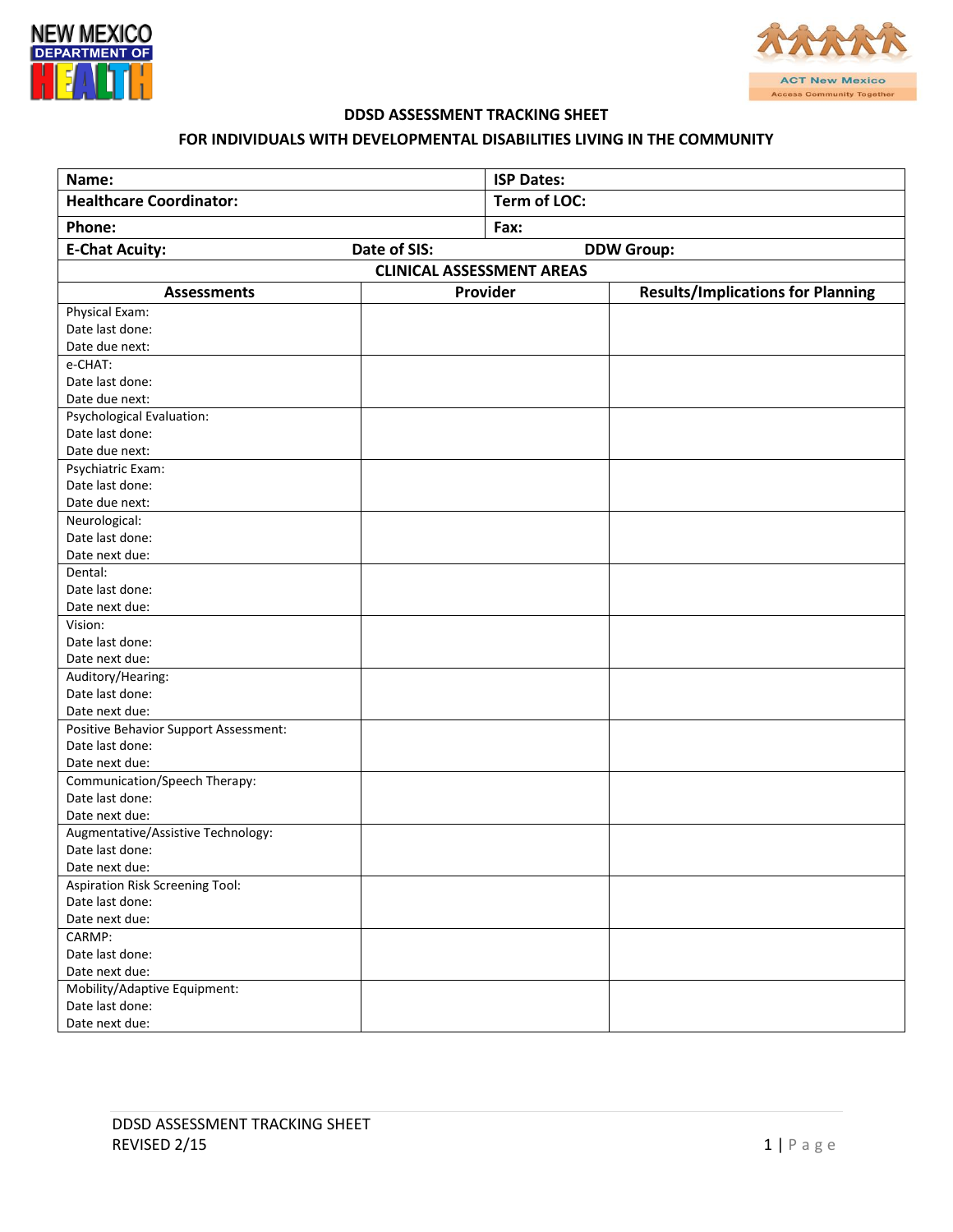NEW MEXICO DEPARTMENT OF HEALTH

ACT New Mexico
Access Community Together

## DDSD ASSESSMENT TRACKING SHEET

## FOR INDIVIDUALS WITH DEVELOPMENTAL DISABILITIES LIVING IN THE COMMUNITY

| **Name:** | **ISP Dates:** |
|---|---|
| **Healthcare Coordinator:** | **Term of LOC:** |
| **Phone:** | **Fax:** |
| **E-Chat Acuity:** &nbsp;&nbsp; **Date of SIS:** | **DDW Group:** |

**CLINICAL ASSESSMENT AREAS**

| Assessments | Provider | Results/Implications for Planning |
|---|---|---|
| Physical Exam:<br>Date last done:<br>Date due next: | | |
| e-CHAT:<br>Date last done:<br>Date due next: | | |
| Psychological Evaluation:<br>Date last done:<br>Date due next: | | |
| Psychiatric Exam:<br>Date last done:<br>Date due next: | | |
| Neurological:<br>Date last done:<br>Date next due: | | |
| Dental:<br>Date last done:<br>Date next due: | | |
| Vision:<br>Date last done:<br>Date next due: | | |
| Auditory/Hearing:<br>Date last done:<br>Date next due: | | |
| Positive Behavior Support Assessment:<br>Date last done:<br>Date next due: | | |
| Communication/Speech Therapy:<br>Date last done:<br>Date next due: | | |
| Augmentative/Assistive Technology:<br>Date last done:<br>Date next due: | | |
| Aspiration Risk Screening Tool:<br>Date last done:<br>Date next due: | | |
| CARMP:<br>Date last done:<br>Date next due: | | |
| Mobility/Adaptive Equipment:<br>Date last done:<br>Date next due: | | |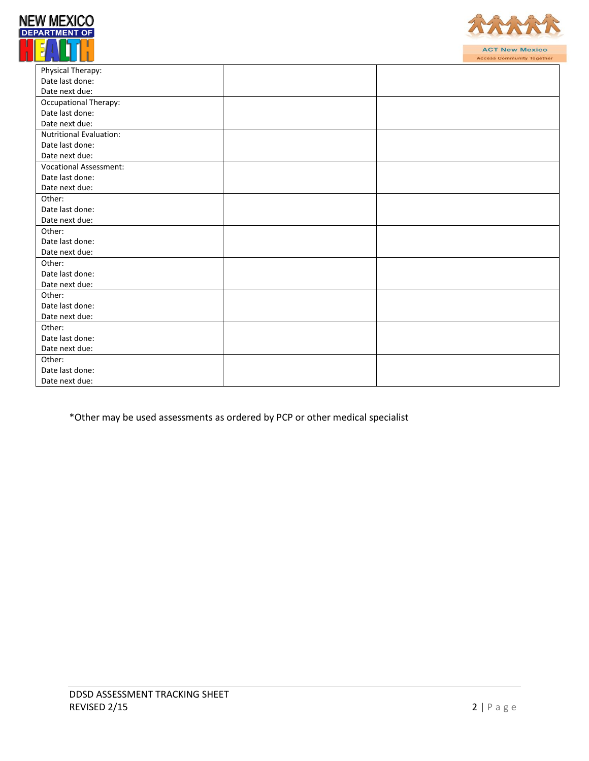| | | |
|---|---|---|
| Physical Therapy:<br>Date last done:<br>Date next due: | | |
| Occupational Therapy:<br>Date last done:<br>Date next due: | | |
| Nutritional Evaluation:<br>Date last done:<br>Date next due: | | |
| Vocational Assessment:<br>Date last done:<br>Date next due: | | |
| Other:<br>Date last done:<br>Date next due: | | |
| Other:<br>Date last done:<br>Date next due: | | |
| Other:<br>Date last done:<br>Date next due: | | |
| Other:<br>Date last done:<br>Date next due: | | |
| Other:<br>Date last done:<br>Date next due: | | |
| Other:<br>Date last done:<br>Date next due: | | |

*Other may be used assessments as ordered by PCP or other medical specialist